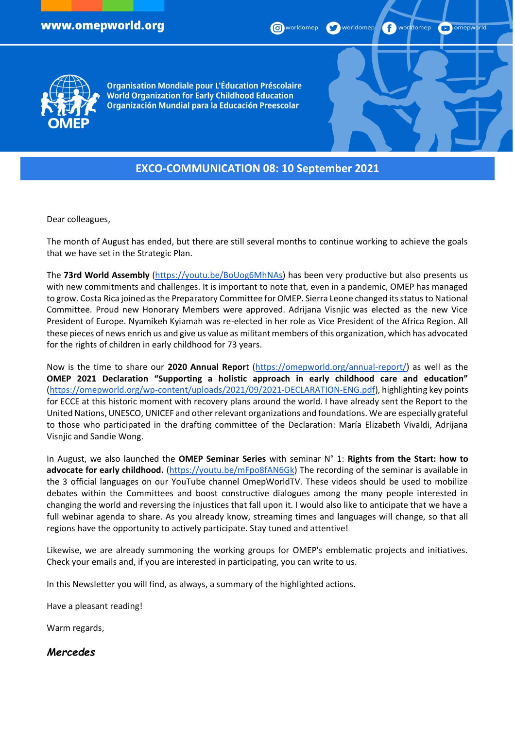www.omepworld.org

worldomep worldomep worldomep omepworld

Organisation Mondiale pour L'Éducation Préscolaire
World Organization for Early Childhood Education
Organización Mundial para la Educación Preescolar

## EXCO-COMMUNICATION 08: 10 September 2021

Dear colleagues,

The month of August has ended, but there are still several months to continue working to achieve the goals that we have set in the Strategic Plan.

The **73rd World Assembly** (https://youtu.be/BoUog6MhNAs) has been very productive but also presents us with new commitments and challenges. It is important to note that, even in a pandemic, OMEP has managed to grow. Costa Rica joined as the Preparatory Committee for OMEP. Sierra Leone changed its status to National Committee. Proud new Honorary Members were approved. Adrijana Visnjic was elected as the new Vice President of Europe. Nyamikeh Kyiamah was re-elected in her role as Vice President of the Africa Region. All these pieces of news enrich us and give us value as militant members of this organization, which has advocated for the rights of children in early childhood for 73 years.

Now is the time to share our **2020 Annual Repor**t (https://omepworld.org/annual-report/) as well as the **OMEP 2021 Declaration "Supporting a holistic approach in early childhood care and education"** (https://omepworld.org/wp-content/uploads/2021/09/2021-DECLARATION-ENG.pdf), highlighting key points for ECCE at this historic moment with recovery plans around the world. I have already sent the Report to the United Nations, UNESCO, UNICEF and other relevant organizations and foundations. We are especially grateful to those who participated in the drafting committee of the Declaration: María Elizabeth Vivaldi, Adrijana Visnjic and Sandie Wong.

In August, we also launched the **OMEP Seminar Series** with seminar N° 1: **Rights from the Start: how to advocate for early childhood.** (https://youtu.be/mFpo8fAN6Gk) The recording of the seminar is available in the 3 official languages on our YouTube channel OmepWorldTV. These videos should be used to mobilize debates within the Committees and boost constructive dialogues among the many people interested in changing the world and reversing the injustices that fall upon it. I would also like to anticipate that we have a full webinar agenda to share. As you already know, streaming times and languages will change, so that all regions have the opportunity to actively participate. Stay tuned and attentive!

Likewise, we are already summoning the working groups for OMEP's emblematic projects and initiatives. Check your emails and, if you are interested in participating, you can write to us.

In this Newsletter you will find, as always, a summary of the highlighted actions.

Have a pleasant reading!

Warm regards,

***Mercedes***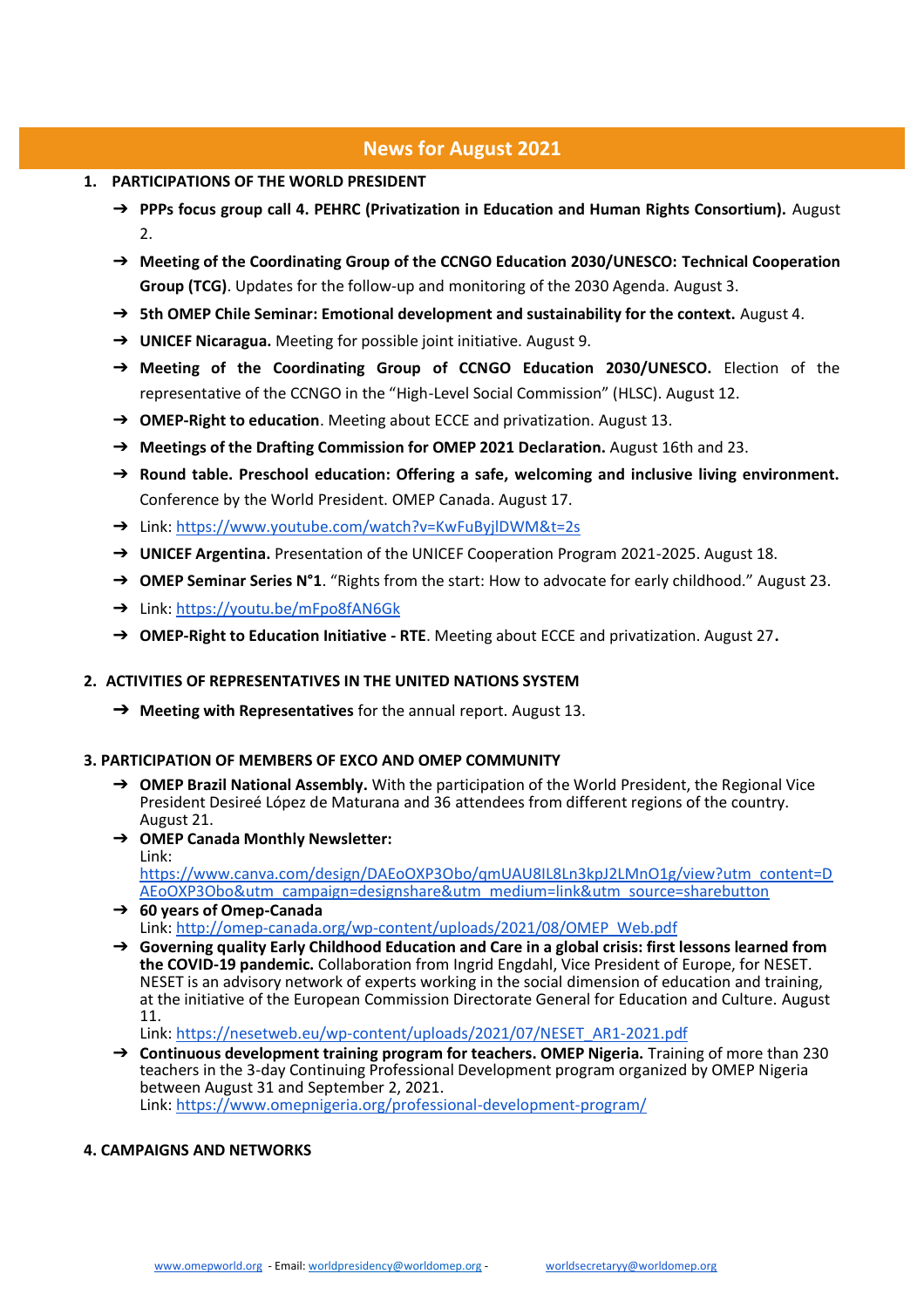## News for August 2021

1. **PARTICIPATIONS OF THE WORLD PRESIDENT**
   - **PPPs focus group call 4. PEHRC (Privatization in Education and Human Rights Consortium).** August 2.
   - **Meeting of the Coordinating Group of the CCNGO Education 2030/UNESCO: Technical Cooperation Group (TCG)**. Updates for the follow-up and monitoring of the 2030 Agenda. August 3.
   - **5th OMEP Chile Seminar: Emotional development and sustainability for the context.** August 4.
   - **UNICEF Nicaragua.** Meeting for possible joint initiative. August 9.
   - **Meeting of the Coordinating Group of CCNGO Education 2030/UNESCO.** Election of the representative of the CCNGO in the "High-Level Social Commission" (HLSC). August 12.
   - **OMEP-Right to education**. Meeting about ECCE and privatization. August 13.
   - **Meetings of the Drafting Commission for OMEP 2021 Declaration.** August 16th and 23.
   - **Round table. Preschool education: Offering a safe, welcoming and inclusive living environment.** Conference by the World President. OMEP Canada. August 17.
   - Link: https://www.youtube.com/watch?v=KwFuByjlDWM&t=2s
   - **UNICEF Argentina.** Presentation of the UNICEF Cooperation Program 2021-2025. August 18.
   - **OMEP Seminar Series N°1**. "Rights from the start: How to advocate for early childhood." August 23.
   - Link: https://youtu.be/mFpo8fAN6Gk
   - **OMEP-Right to Education Initiative - RTE**. Meeting about ECCE and privatization. August 27**.**

2. **ACTIVITIES OF REPRESENTATIVES IN THE UNITED NATIONS SYSTEM**
   - **Meeting with Representatives** for the annual report. August 13.

3. **PARTICIPATION OF MEMBERS OF EXCO AND OMEP COMMUNITY**
   - **OMEP Brazil National Assembly.** With the participation of the World President, the Regional Vice President Desireé López de Maturana and 36 attendees from different regions of the country. August 21.
   - **OMEP Canada Monthly Newsletter:**
     Link: https://www.canva.com/design/DAEoOXP3Obo/qmUAU8IL8Ln3kpJ2LMnO1g/view?utm_content=DAEoOXP3Obo&utm_campaign=designshare&utm_medium=link&utm_source=sharebutton
   - **60 years of Omep-Canada**
     Link: http://omep-canada.org/wp-content/uploads/2021/08/OMEP_Web.pdf
   - **Governing quality Early Childhood Education and Care in a global crisis: first lessons learned from the COVID-19 pandemic.** Collaboration from Ingrid Engdahl, Vice President of Europe, for NESET. NESET is an advisory network of experts working in the social dimension of education and training, at the initiative of the European Commission Directorate General for Education and Culture. August 11.
     Link: https://nesetweb.eu/wp-content/uploads/2021/07/NESET_AR1-2021.pdf
   - **Continuous development training program for teachers. OMEP Nigeria.** Training of more than 230 teachers in the 3-day Continuing Professional Development program organized by OMEP Nigeria between August 31 and September 2, 2021.
     Link: https://www.omepnigeria.org/professional-development-program/

4. **CAMPAIGNS AND NETWORKS**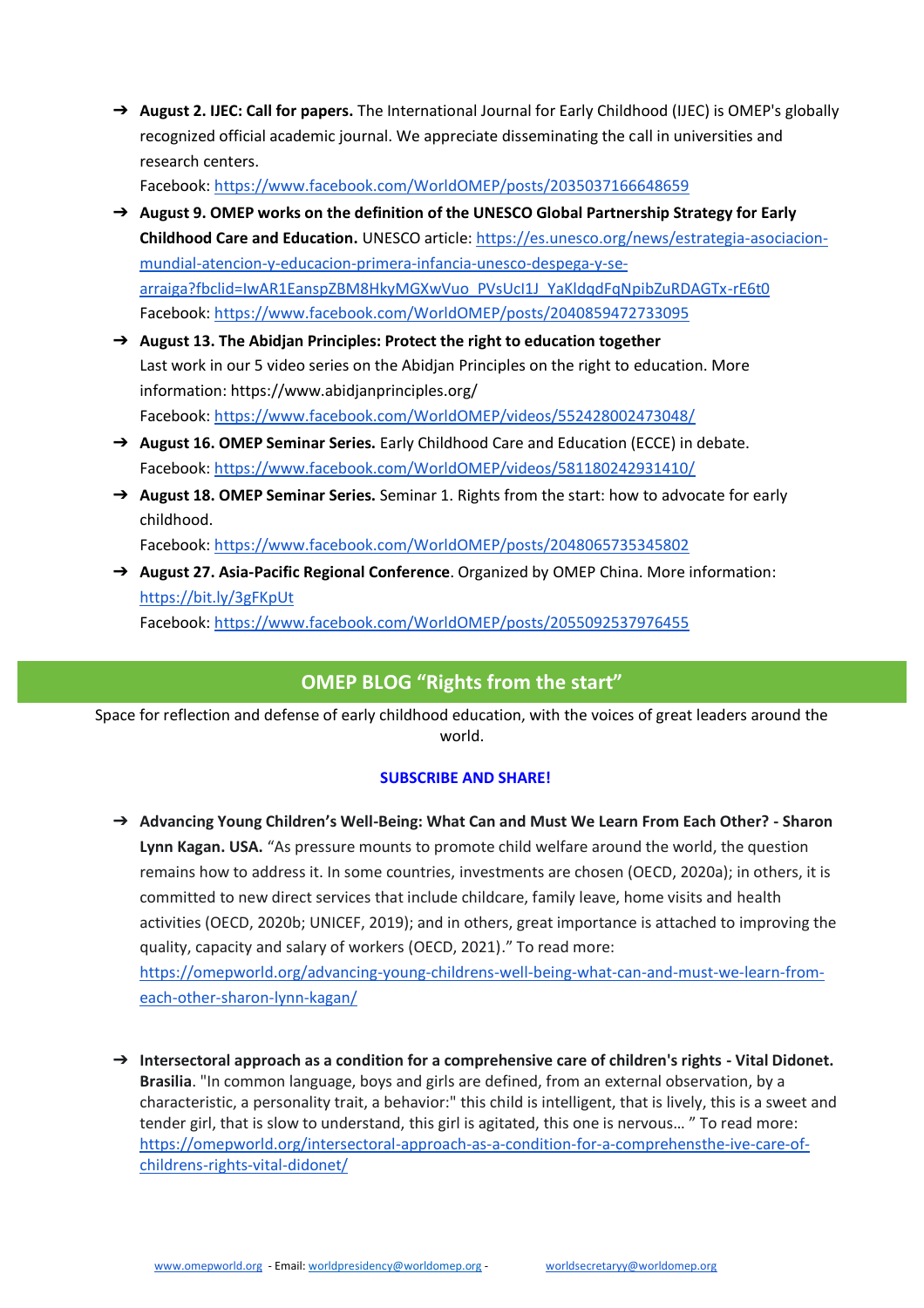- **August 2. IJEC: Call for papers.** The International Journal for Early Childhood (IJEC) is OMEP's globally recognized official academic journal. We appreciate disseminating the call in universities and research centers.
  Facebook: https://www.facebook.com/WorldOMEP/posts/2035037166648659
- **August 9. OMEP works on the definition of the UNESCO Global Partnership Strategy for Early Childhood Care and Education.** UNESCO article: https://es.unesco.org/news/estrategia-asociacion-mundial-atencion-y-educacion-primera-infancia-unesco-despega-y-se-arraiga?fbclid=IwAR1EanspZBM8HkyMGXwVuo_PVsUcl1J_YaKldqdFqNpibZuRDAGTx-rE6t0
  Facebook: https://www.facebook.com/WorldOMEP/posts/2040859472733095
- **August 13. The Abidjan Principles: Protect the right to education together**
  Last work in our 5 video series on the Abidjan Principles on the right to education. More information: https://www.abidjanprinciples.org/
  Facebook: https://www.facebook.com/WorldOMEP/videos/552428002473048/
- **August 16. OMEP Seminar Series.** Early Childhood Care and Education (ECCE) in debate.
  Facebook: https://www.facebook.com/WorldOMEP/videos/581180242931410/
- **August 18. OMEP Seminar Series.** Seminar 1. Rights from the start: how to advocate for early childhood.
  Facebook: https://www.facebook.com/WorldOMEP/posts/2048065735345802
- **August 27. Asia-Pacific Regional Conference**. Organized by OMEP China. More information: https://bit.ly/3gFKpUt
  Facebook: https://www.facebook.com/WorldOMEP/posts/2055092537976455

## OMEP BLOG “Rights from the start”

Space for reflection and defense of early childhood education, with the voices of great leaders around the world.

**SUBSCRIBE AND SHARE!**

- **Advancing Young Children’s Well-Being: What Can and Must We Learn From Each Other? - Sharon Lynn Kagan. USA.** “As pressure mounts to promote child welfare around the world, the question remains how to address it. In some countries, investments are chosen (OECD, 2020a); in others, it is committed to new direct services that include childcare, family leave, home visits and health activities (OECD, 2020b; UNICEF, 2019); and in others, great importance is attached to improving the quality, capacity and salary of workers (OECD, 2021).” To read more: https://omepworld.org/advancing-young-childrens-well-being-what-can-and-must-we-learn-from-each-other-sharon-lynn-kagan/

- **Intersectoral approach as a condition for a comprehensive care of children's rights - Vital Didonet. Brasilia**. "In common language, boys and girls are defined, from an external observation, by a characteristic, a personality trait, a behavior:" this child is intelligent, that is lively, this is a sweet and tender girl, that is slow to understand, this girl is agitated, this one is nervous… ” To read more: https://omepworld.org/intersectoral-approach-as-a-condition-for-a-comprehensthe-ive-care-of-childrens-rights-vital-didonet/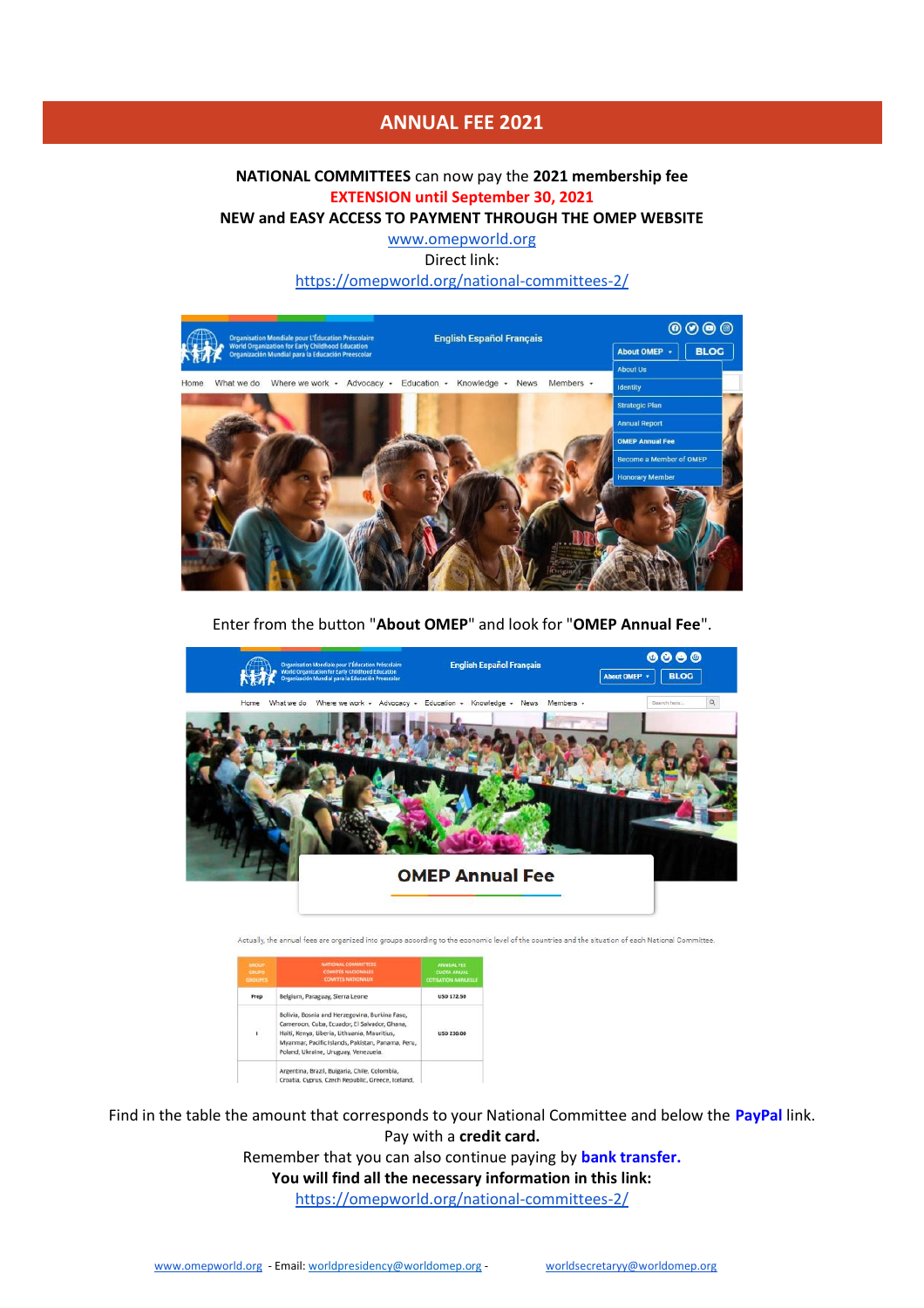# ANNUAL FEE 2021

**NATIONAL COMMITTEES** can now pay the **2021 membership fee**

**EXTENSION until September 30, 2021**

**NEW and EASY ACCESS TO PAYMENT THROUGH THE OMEP WEBSITE**

www.omepworld.org

Direct link:

https://omepworld.org/national-committees-2/

Enter from the button "**About OMEP**" and look for "**OMEP Annual Fee**".

Find in the table the amount that corresponds to your National Committee and below the **PayPal** link.

Pay with a **credit card.**

Remember that you can also continue paying by **bank transfer.**

**You will find all the necessary information in this link:**

https://omepworld.org/national-committees-2/

www.omepworld.org - Email: worldpresidency@worldomep.org - worldsecretaryy@worldomep.org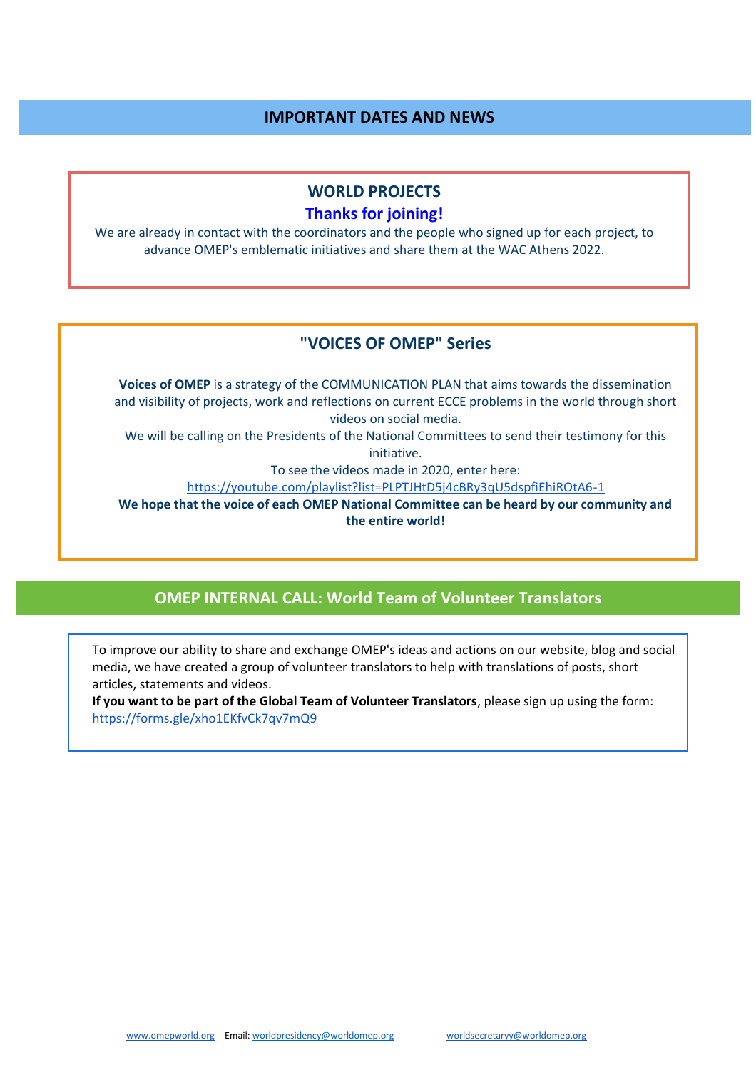## IMPORTANT DATES AND NEWS

### WORLD PROJECTS

**Thanks for joining!**

We are already in contact with the coordinators and the people who signed up for each project, to advance OMEP's emblematic initiatives and share them at the WAC Athens 2022.

### "VOICES OF OMEP" Series

**Voices of OMEP** is a strategy of the COMMUNICATION PLAN that aims towards the dissemination and visibility of projects, work and reflections on current ECCE problems in the world through short videos on social media.

We will be calling on the Presidents of the National Committees to send their testimony for this initiative.

To see the videos made in 2020, enter here:
https://youtube.com/playlist?list=PLPTJHtD5j4cBRy3qU5dspfiEhiROtA6-1

**We hope that the voice of each OMEP National Committee can be heard by our community and the entire world!**

## OMEP INTERNAL CALL: World Team of Volunteer Translators

To improve our ability to share and exchange OMEP's ideas and actions on our website, blog and social media, we have created a group of volunteer translators to help with translations of posts, short articles, statements and videos.

**If you want to be part of the Global Team of Volunteer Translators**, please sign up using the form: https://forms.gle/xho1EKfvCk7qv7mQ9